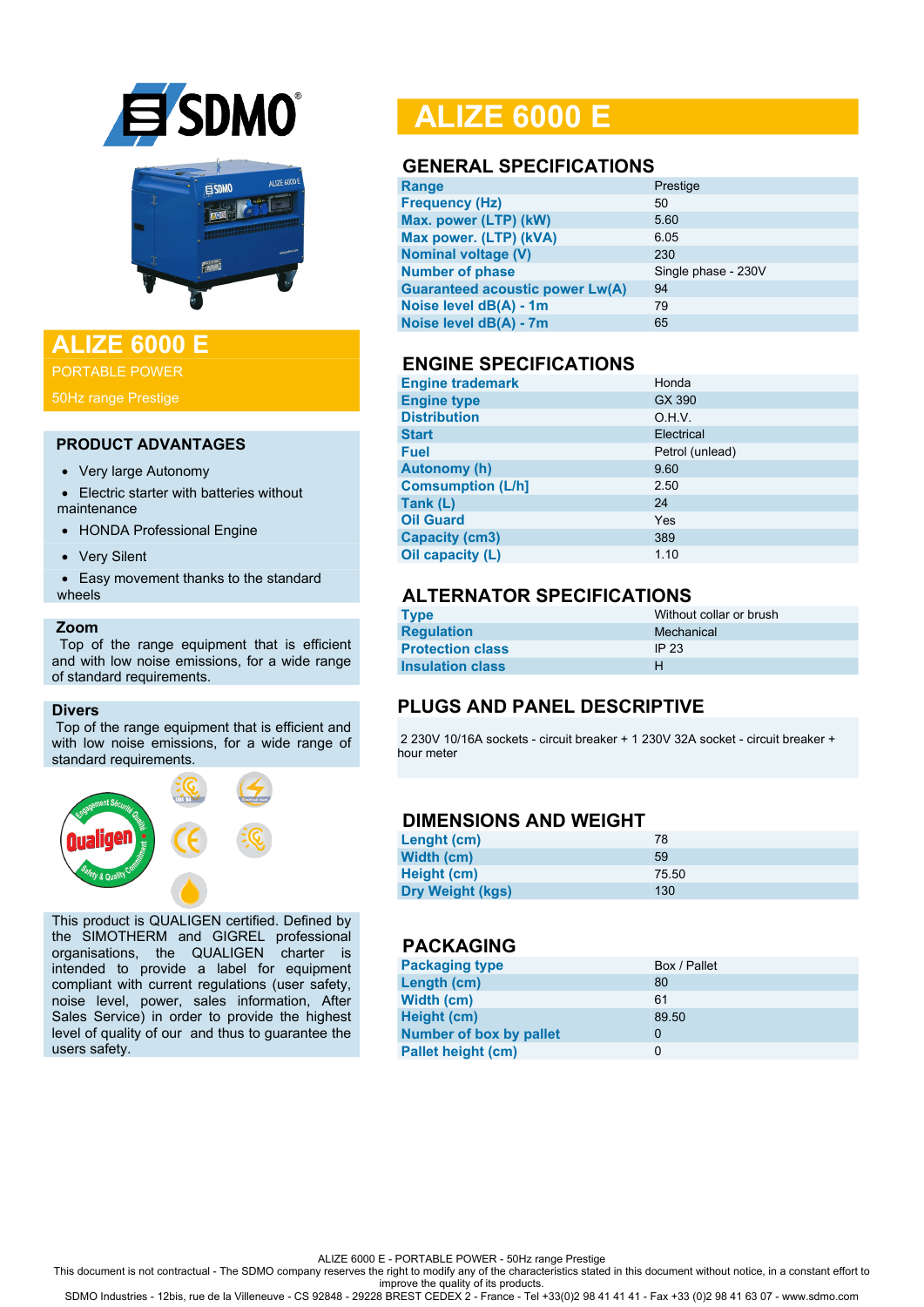# ALIZE 6000 E

PORTABLE POWER

50Hz range Prestige

## PRODUCT ADVANTAGES

- Very large Autonomy
- Electric starter with batteries without maintenance
- HONDA Professional Engine
- Very Silent
- Easy movement thanks to the standard wheels

### Zoom

Top of the range equipment that is efficient and with low noise emissions, for a wide range of standard requirements.

### Divers

Top of the range equipment that is efficient and with low noise emissions, for a wide range of standard requirements.

This product is QUALIGEN certified. Defined by the SIMOTHERM and GIGREL professional organisations, the QUALIGEN charter is intended to provide a label for equipment compliant with current regulations (user safety, noise level, power, sales information, After Sales Service) in order to provide the highest level of quality of our and thus to guarantee the users safety.

# ALIZE 6000 E

## GENERAL SPECIFICATIONS

| | |
|---|---|
| **Range** | Prestige |
| **Frequency (Hz)** | 50 |
| **Max. power (LTP) (kW)** | 5.60 |
| **Max power. (LTP) (kVA)** | 6.05 |
| **Nominal voltage (V)** | 230 |
| **Number of phase** | Single phase - 230V |
| **Guaranteed acoustic power Lw(A)** | 94 |
| **Noise level dB(A) - 1m** | 79 |
| **Noise level dB(A) - 7m** | 65 |

## ENGINE SPECIFICATIONS

| | |
|---|---|
| **Engine trademark** | Honda |
| **Engine type** | GX 390 |
| **Distribution** | O.H.V. |
| **Start** | Electrical |
| **Fuel** | Petrol (unlead) |
| **Autonomy (h)** | 9.60 |
| **Comsumption (L/h]** | 2.50 |
| **Tank (L)** | 24 |
| **Oil Guard** | Yes |
| **Capacity (cm3)** | 389 |
| **Oil capacity (L)** | 1.10 |

## ALTERNATOR SPECIFICATIONS

| | |
|---|---|
| **Type** | Without collar or brush |
| **Regulation** | Mechanical |
| **Protection class** | IP 23 |
| **Insulation class** | H |

## PLUGS AND PANEL DESCRIPTIVE

2 230V 10/16A sockets - circuit breaker + 1 230V 32A socket - circuit breaker + hour meter

## DIMENSIONS AND WEIGHT

| | |
|---|---|
| **Lenght (cm)** | 78 |
| **Width (cm)** | 59 |
| **Height (cm)** | 75.50 |
| **Dry Weight (kgs)** | 130 |

## PACKAGING

| | |
|---|---|
| **Packaging type** | Box / Pallet |
| **Length (cm)** | 80 |
| **Width (cm)** | 61 |
| **Height (cm)** | 89.50 |
| **Number of box by pallet** | 0 |
| **Pallet height (cm)** | 0 |

ALIZE 6000 E - PORTABLE POWER - 50Hz range Prestige

This document is not contractual - The SDMO company reserves the right to modify any of the characteristics stated in this document without notice, in a constant effort to improve the quality of its products.

SDMO Industries - 12bis, rue de la Villeneuve - CS 92848 - 29228 BREST CEDEX 2 - France - Tel +33(0)2 98 41 41 41 - Fax +33 (0)2 98 41 63 07 - www.sdmo.com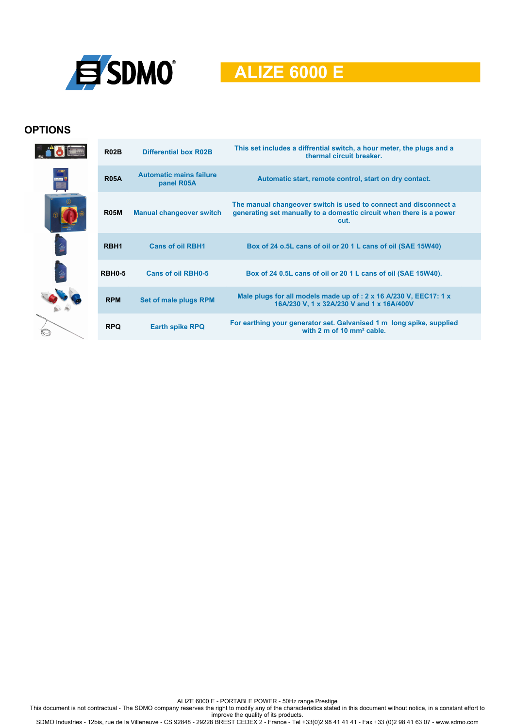# ALIZE 6000 E

## OPTIONS

| | | |
|---|---|---|
| R02B | Differential box R02B | This set includes a diffrential switch, a hour meter, the plugs and a thermal circuit breaker. |
| R05A | Automatic mains failure panel R05A | Automatic start, remote control, start on dry contact. |
| R05M | Manual changeover switch | The manual changeover switch is used to connect and disconnect a generating set manually to a domestic circuit when there is a power cut. |
| RBH1 | Cans of oil RBH1 | Box of 24 o.5L cans of oil or 20 1 L cans of oil (SAE 15W40) |
| RBH0-5 | Cans of oil RBH0-5 | Box of 24 0.5L cans of oil or 20 1 L cans of oil (SAE 15W40). |
| RPM | Set of male plugs RPM | Male plugs for all models made up of : 2 x 16 A/230 V, EEC17: 1 x 16A/230 V, 1 x 32A/230 V and 1 x 16A/400V |
| RPQ | Earth spike RPQ | For earthing your generator set. Galvanised 1 m long spike, supplied with 2 m of 10 mm² cable. |

ALIZE 6000 E - PORTABLE POWER - 50Hz range Prestige

This document is not contractual - The SDMO company reserves the right to modify any of the characteristics stated in this document without notice, in a constant effort to improve the quality of its products.

SDMO Industries - 12bis, rue de la Villeneuve - CS 92848 - 29228 BREST CEDEX 2 - France - Tel +33(0)2 98 41 41 41 - Fax +33 (0)2 98 41 63 07 - www.sdmo.com